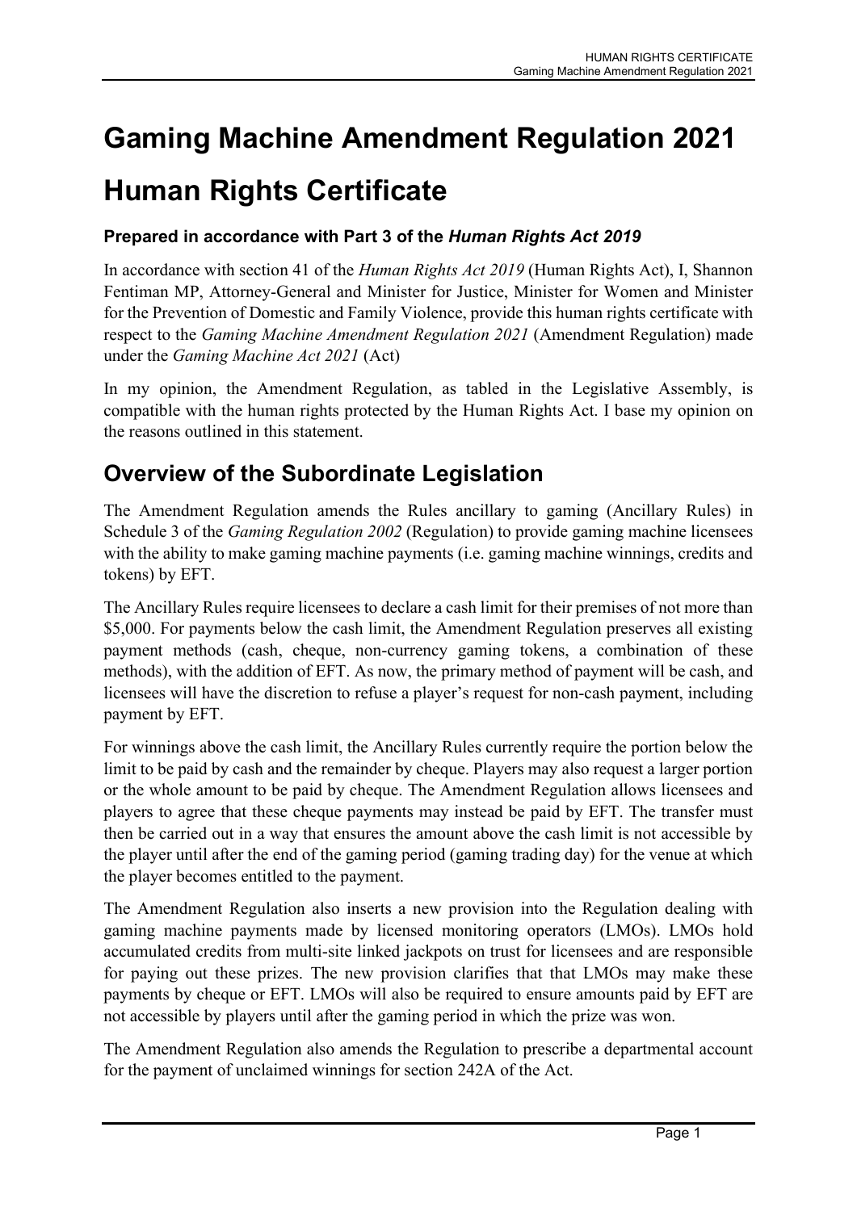# Gaming Machine Amendment Regulation 2021

# Human Rights Certificate

### Prepared in accordance with Part 3 of the *Human Rights Act 2019*

In accordance with section 41 of the *Human Rights Act 2019* (Human Rights Act), I, Shannon Fentiman MP, Attorney-General and Minister for Justice, Minister for Women and Minister for the Prevention of Domestic and Family Violence, provide this human rights certificate with respect to the *Gaming Machine Amendment Regulation 2021* (Amendment Regulation) made under the *Gaming Machine Act 2021* (Act)

In my opinion, the Amendment Regulation, as tabled in the Legislative Assembly, is compatible with the human rights protected by the Human Rights Act. I base my opinion on the reasons outlined in this statement.

## Overview of the Subordinate Legislation

The Amendment Regulation amends the Rules ancillary to gaming (Ancillary Rules) in Schedule 3 of the *Gaming Regulation 2002* (Regulation) to provide gaming machine licensees with the ability to make gaming machine payments (i.e. gaming machine winnings, credits and tokens) by EFT.

The Ancillary Rules require licensees to declare a cash limit for their premises of not more than $5,000. For payments below the cash limit, the Amendment Regulation preserves all existing payment methods (cash, cheque, non-currency gaming tokens, a combination of these methods), with the addition of EFT. As now, the primary method of payment will be cash, and licensees will have the discretion to refuse a player's request for non-cash payment, including payment by EFT.

For winnings above the cash limit, the Ancillary Rules currently require the portion below the limit to be paid by cash and the remainder by cheque. Players may also request a larger portion or the whole amount to be paid by cheque. The Amendment Regulation allows licensees and players to agree that these cheque payments may instead be paid by EFT. The transfer must then be carried out in a way that ensures the amount above the cash limit is not accessible by the player until after the end of the gaming period (gaming trading day) for the venue at which the player becomes entitled to the payment.

The Amendment Regulation also inserts a new provision into the Regulation dealing with gaming machine payments made by licensed monitoring operators (LMOs). LMOs hold accumulated credits from multi-site linked jackpots on trust for licensees and are responsible for paying out these prizes. The new provision clarifies that that LMOs may make these payments by cheque or EFT. LMOs will also be required to ensure amounts paid by EFT are not accessible by players until after the gaming period in which the prize was won.

The Amendment Regulation also amends the Regulation to prescribe a departmental account for the payment of unclaimed winnings for section 242A of the Act.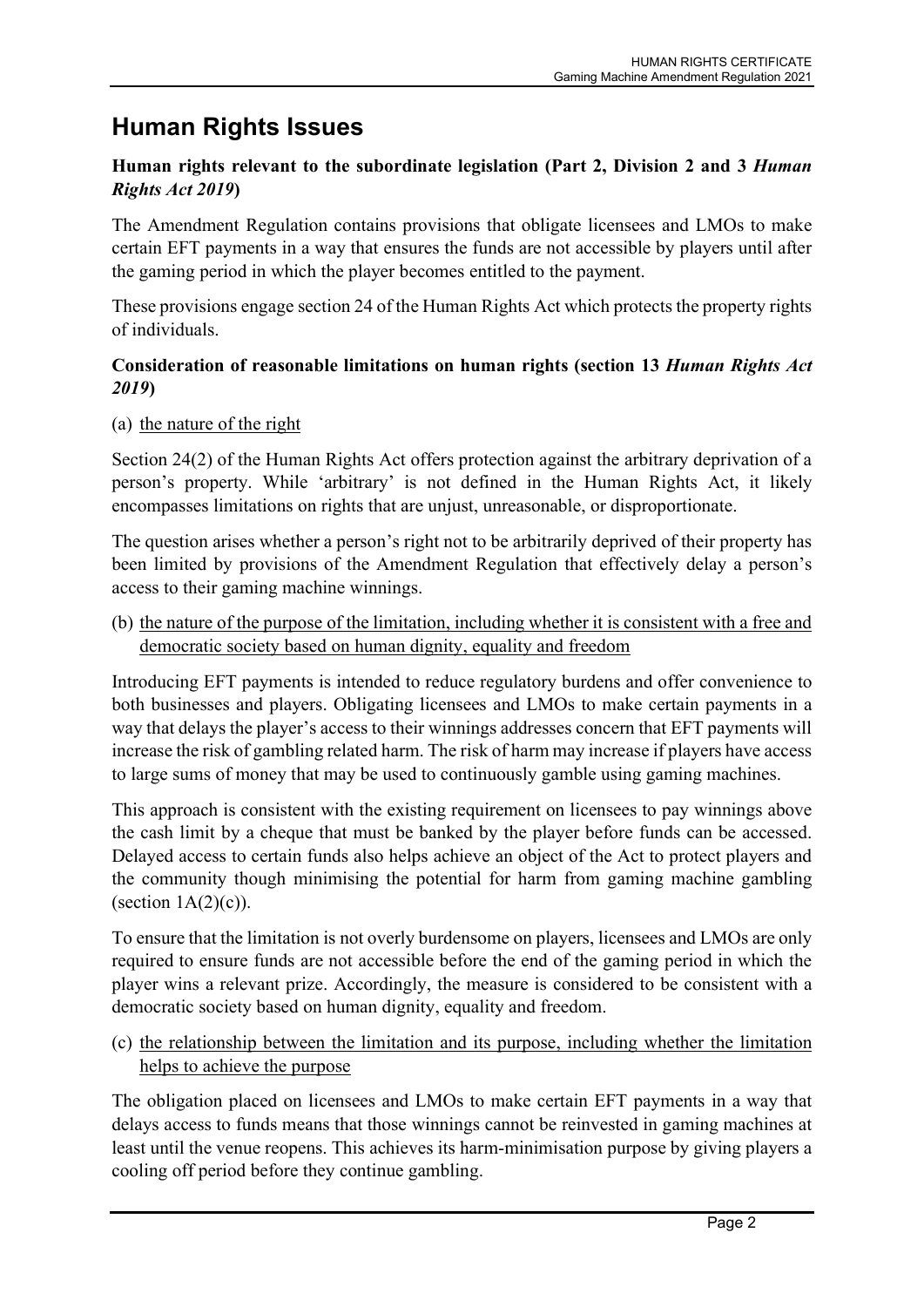# Human Rights Issues

**Human rights relevant to the subordinate legislation (Part 2, Division 2 and 3 *Human Rights Act 2019*)**

The Amendment Regulation contains provisions that obligate licensees and LMOs to make certain EFT payments in a way that ensures the funds are not accessible by players until after the gaming period in which the player becomes entitled to the payment.

These provisions engage section 24 of the Human Rights Act which protects the property rights of individuals.

**Consideration of reasonable limitations on human rights (section 13 *Human Rights Act 2019*)**

(a) <u>the nature of the right</u>

Section 24(2) of the Human Rights Act offers protection against the arbitrary deprivation of a person's property. While 'arbitrary' is not defined in the Human Rights Act, it likely encompasses limitations on rights that are unjust, unreasonable, or disproportionate.

The question arises whether a person's right not to be arbitrarily deprived of their property has been limited by provisions of the Amendment Regulation that effectively delay a person's access to their gaming machine winnings.

(b) <u>the nature of the purpose of the limitation, including whether it is consistent with a free and democratic society based on human dignity, equality and freedom</u>

Introducing EFT payments is intended to reduce regulatory burdens and offer convenience to both businesses and players. Obligating licensees and LMOs to make certain payments in a way that delays the player's access to their winnings addresses concern that EFT payments will increase the risk of gambling related harm. The risk of harm may increase if players have access to large sums of money that may be used to continuously gamble using gaming machines.

This approach is consistent with the existing requirement on licensees to pay winnings above the cash limit by a cheque that must be banked by the player before funds can be accessed. Delayed access to certain funds also helps achieve an object of the Act to protect players and the community though minimising the potential for harm from gaming machine gambling (section 1A(2)(c)).

To ensure that the limitation is not overly burdensome on players, licensees and LMOs are only required to ensure funds are not accessible before the end of the gaming period in which the player wins a relevant prize. Accordingly, the measure is considered to be consistent with a democratic society based on human dignity, equality and freedom.

(c) <u>the relationship between the limitation and its purpose, including whether the limitation helps to achieve the purpose</u>

The obligation placed on licensees and LMOs to make certain EFT payments in a way that delays access to funds means that those winnings cannot be reinvested in gaming machines at least until the venue reopens. This achieves its harm-minimisation purpose by giving players a cooling off period before they continue gambling.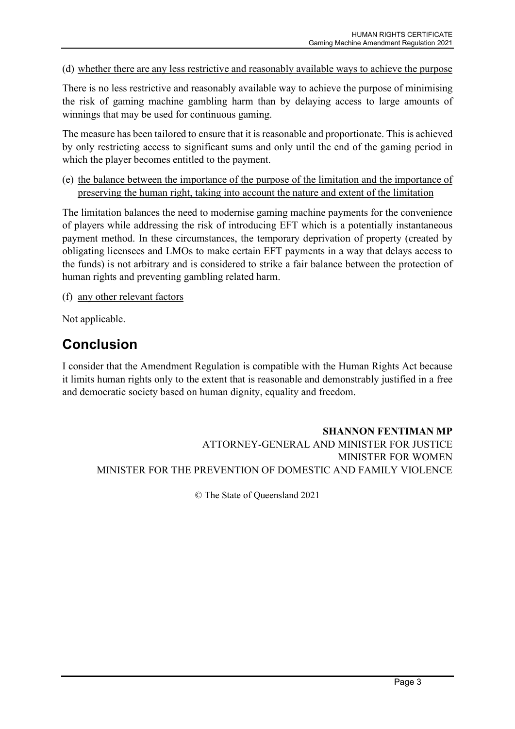(d) whether there are any less restrictive and reasonably available ways to achieve the purpose

There is no less restrictive and reasonably available way to achieve the purpose of minimising the risk of gaming machine gambling harm than by delaying access to large amounts of winnings that may be used for continuous gaming.

The measure has been tailored to ensure that it is reasonable and proportionate. This is achieved by only restricting access to significant sums and only until the end of the gaming period in which the player becomes entitled to the payment.

(e) the balance between the importance of the purpose of the limitation and the importance of preserving the human right, taking into account the nature and extent of the limitation

The limitation balances the need to modernise gaming machine payments for the convenience of players while addressing the risk of introducing EFT which is a potentially instantaneous payment method. In these circumstances, the temporary deprivation of property (created by obligating licensees and LMOs to make certain EFT payments in a way that delays access to the funds) is not arbitrary and is considered to strike a fair balance between the protection of human rights and preventing gambling related harm.

(f) any other relevant factors

Not applicable.

## Conclusion

I consider that the Amendment Regulation is compatible with the Human Rights Act because it limits human rights only to the extent that is reasonable and demonstrably justified in a free and democratic society based on human dignity, equality and freedom.

**SHANNON FENTIMAN MP**
ATTORNEY-GENERAL AND MINISTER FOR JUSTICE
MINISTER FOR WOMEN
MINISTER FOR THE PREVENTION OF DOMESTIC AND FAMILY VIOLENCE

© The State of Queensland 2021